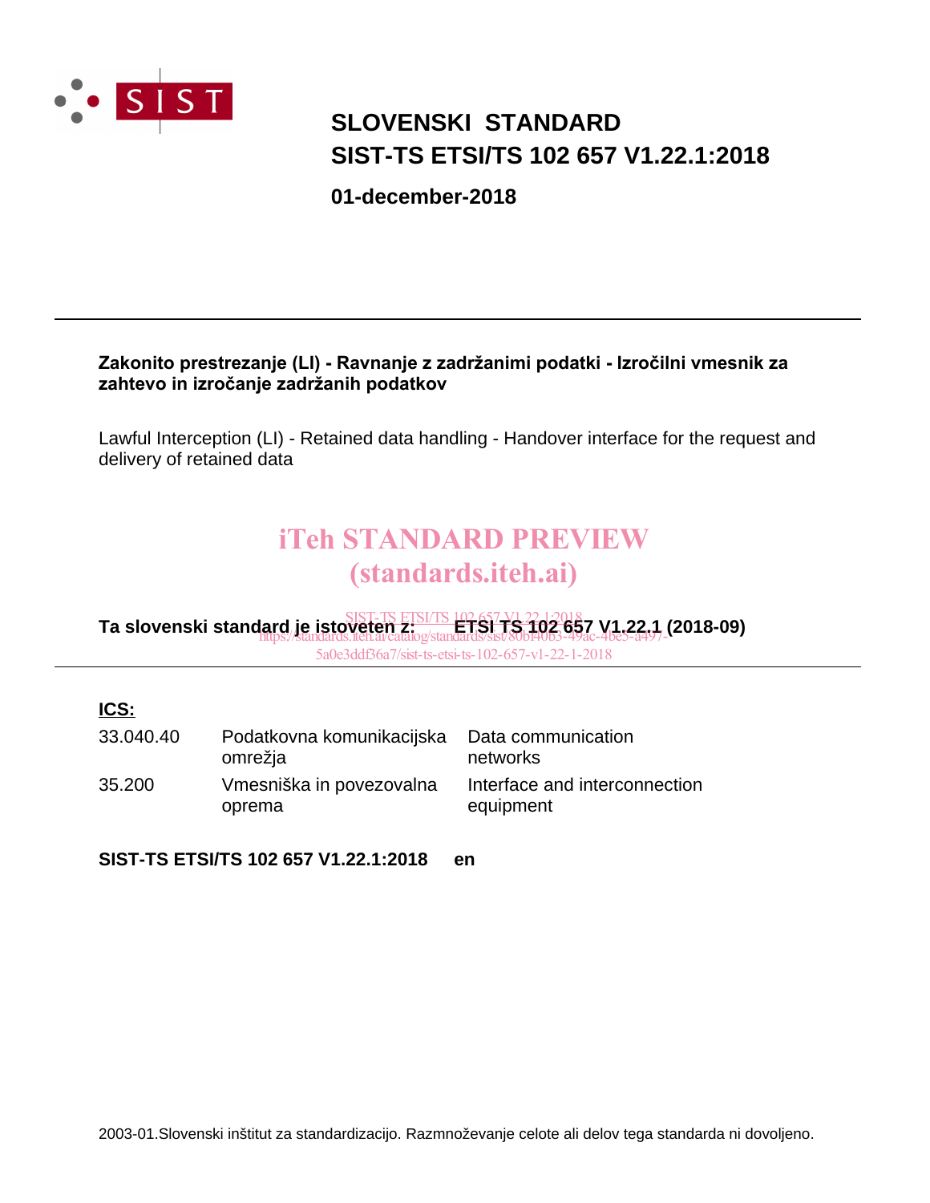SIST

# SLOVENSKI STANDARD
# SIST-TS ETSI/TS 102 657 V1.22.1:2018

**01-december-2018**

---

**Zakonito prestrezanje (LI) - Ravnanje z zadržanimi podatki - Izročilni vmesnik za zahtevo in izročanje zadržanih podatkov**

Lawful Interception (LI) - Retained data handling - Handover interface for the request and delivery of retained data

iTeh STANDARD PREVIEW
(standards.iteh.ai)

**Ta slovenski standard je istoveten z: ETSI TS 102 657 V1.22.1 (2018-09)**

SIST-TS ETSI/TS 102 657 V1.22.1:2018
https://standards.iteh.ai/catalog/standards/sist/80bf40b3-49ac-4be5-a497-5a0e3ddf36a7/sist-ts-etsi-ts-102-657-v1-22-1-2018

---

**ICS:**

| | | |
|---|---|---|
| 33.040.40 | Podatkovna komunikacijska omrežja | Data communication networks |
| 35.200 | Vmesniška in povezovalna oprema | Interface and interconnection equipment |

**SIST-TS ETSI/TS 102 657 V1.22.1:2018 en**

2003-01.Slovenski inštitut za standardizacijo. Razmnoževanje celote ali delov tega standarda ni dovoljeno.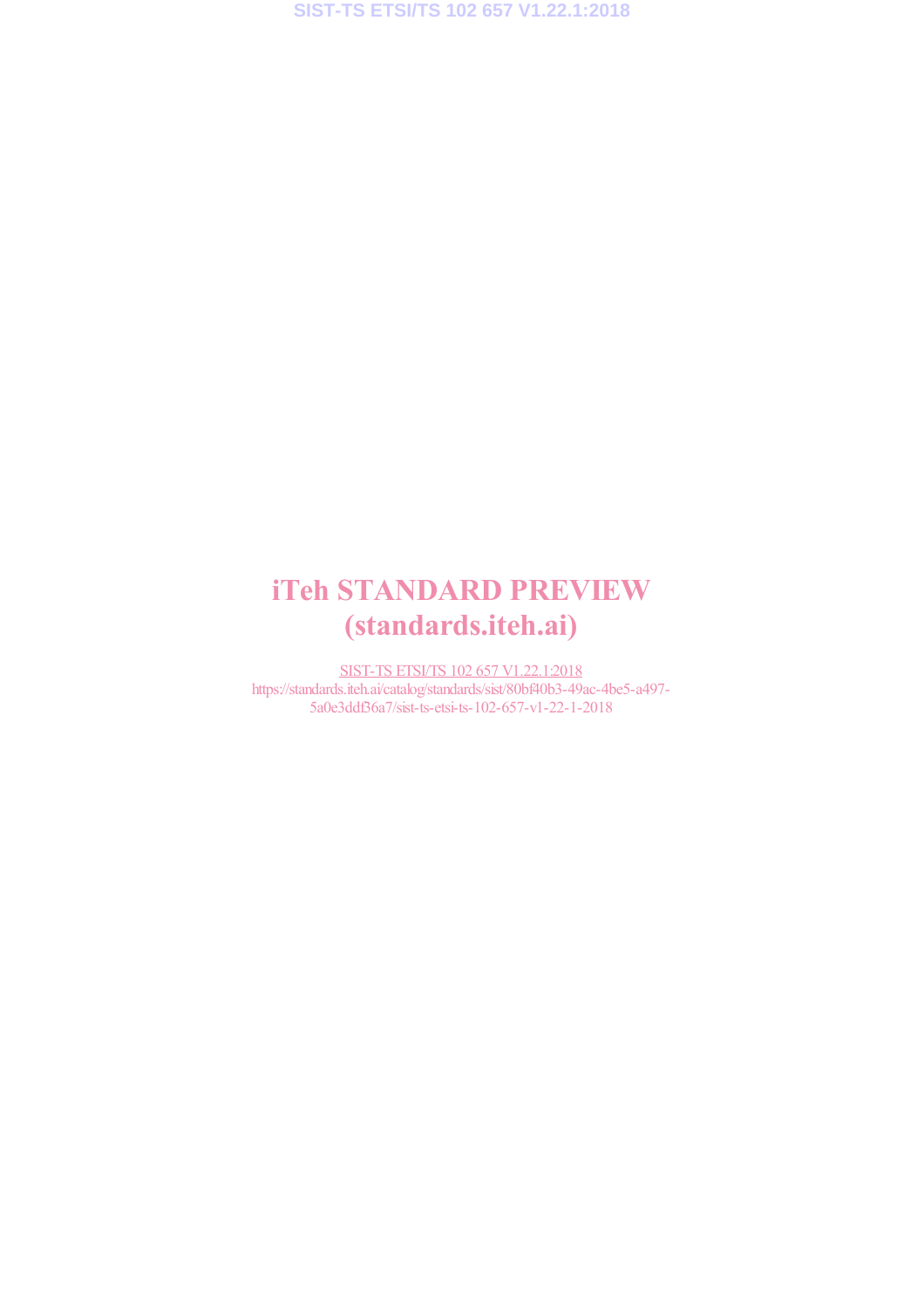iTeh STANDARD PREVIEW
(standards.iteh.ai)

SIST-TS ETSI/TS 102 657 V1.22.1:2018
https://standards.iteh.ai/catalog/standards/sist/80bf40b3-49ac-4be5-a497-5a0e3ddf36a7/sist-ts-etsi-ts-102-657-v1-22-1-2018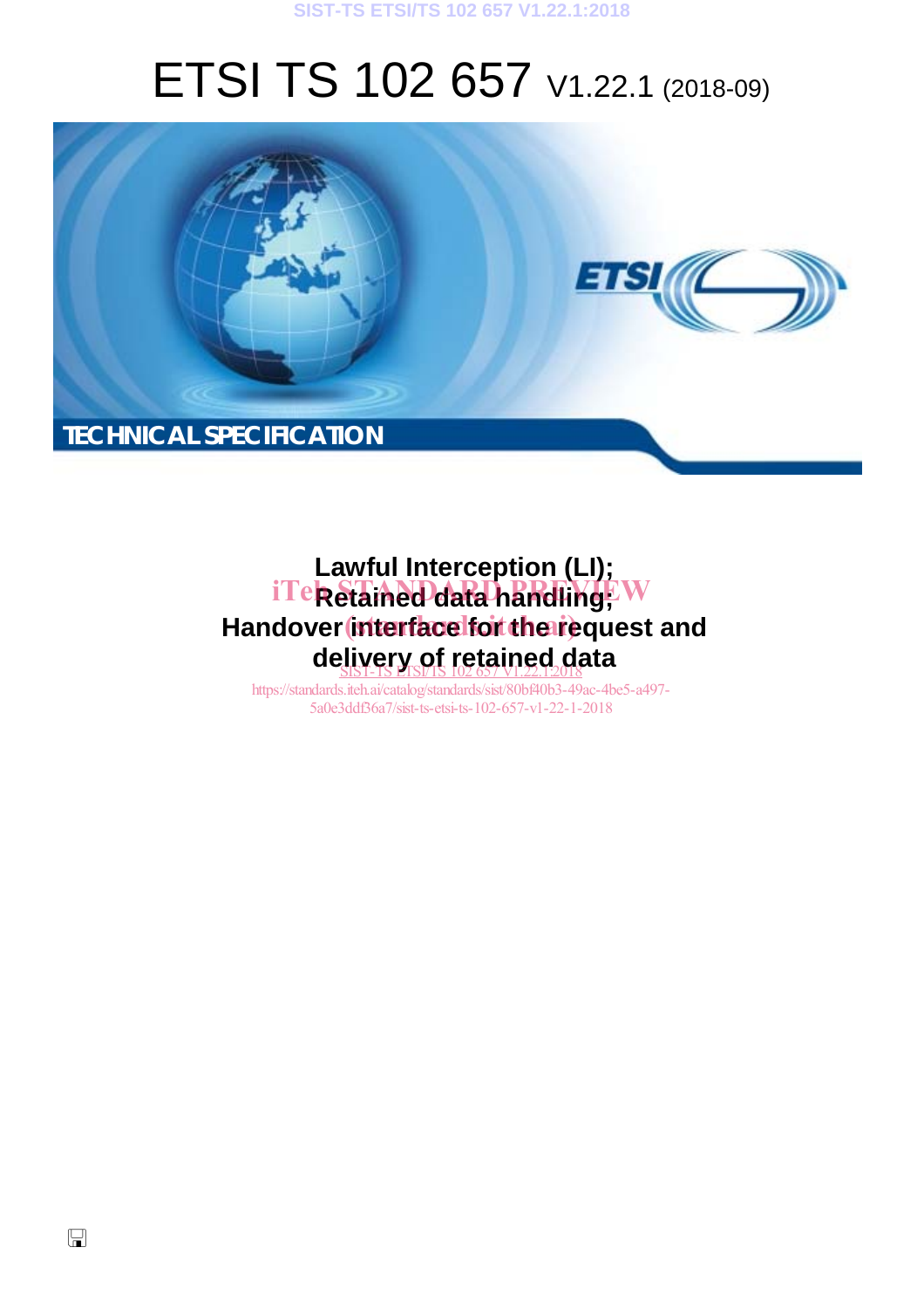# ETSI TS 102 657 V1.22.1 (2018-09)

TECHNICAL SPECIFICATION

**Lawful Interception (LI);**
**Retained data handling;**
**Handover interface for the request and delivery of retained data**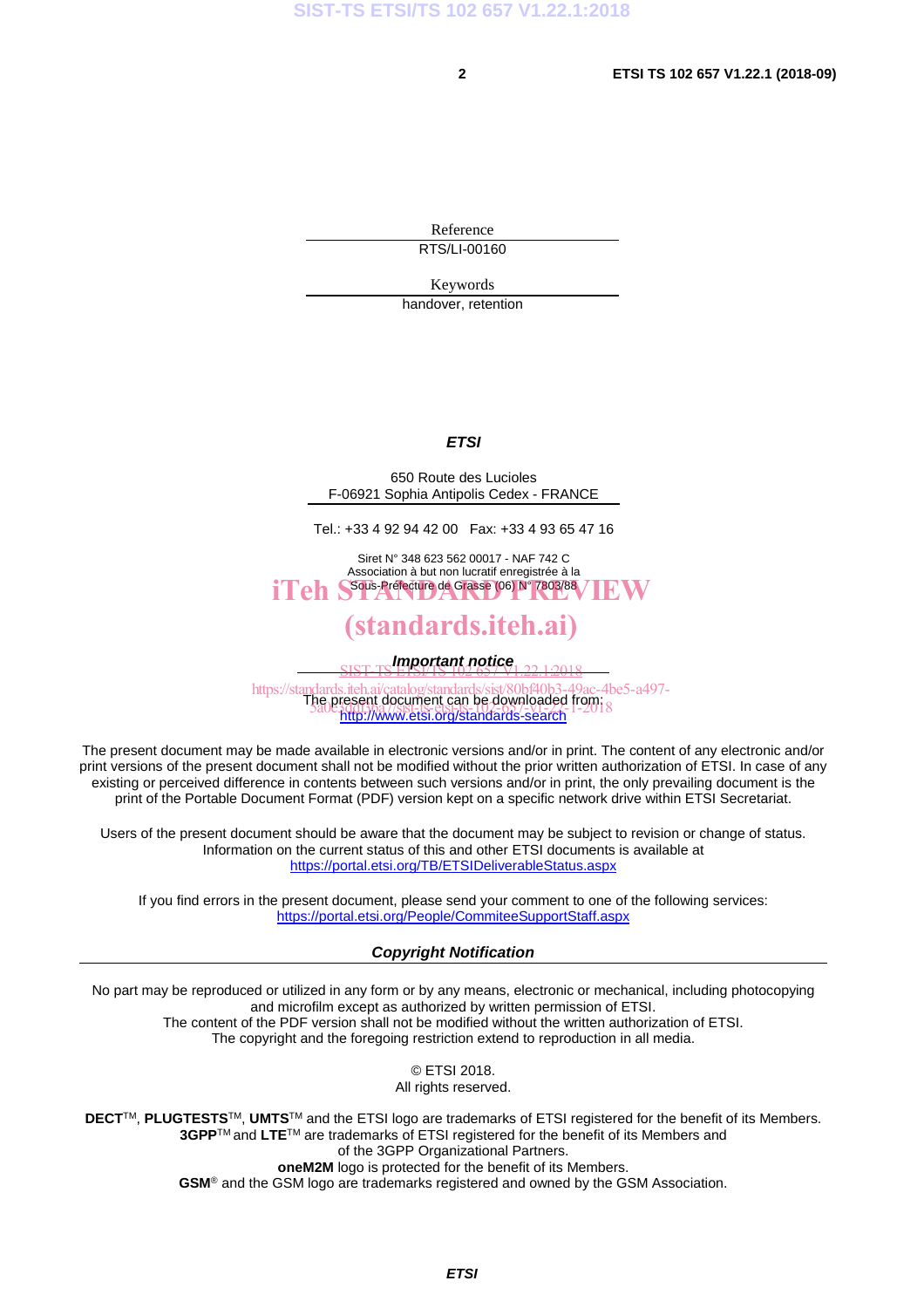Reference

RTS/LI-00160

Keywords

handover, retention

***ETSI***

650 Route des Lucioles
F-06921 Sophia Antipolis Cedex - FRANCE

Tel.: +33 4 92 94 42 00   Fax: +33 4 93 65 47 16

Siret N° 348 623 562 00017 - NAF 742 C
Association à but non lucratif enregistrée à la
Sous-Préfecture de Grasse (06) N° 7803/88

***Important notice***

The present document can be downloaded from:
http://www.etsi.org/standards-search

The present document may be made available in electronic versions and/or in print. The content of any electronic and/or print versions of the present document shall not be modified without the prior written authorization of ETSI. In case of any existing or perceived difference in contents between such versions and/or in print, the only prevailing document is the print of the Portable Document Format (PDF) version kept on a specific network drive within ETSI Secretariat.

Users of the present document should be aware that the document may be subject to revision or change of status. Information on the current status of this and other ETSI documents is available at
https://portal.etsi.org/TB/ETSIDeliverableStatus.aspx

If you find errors in the present document, please send your comment to one of the following services:
https://portal.etsi.org/People/CommiteeSupportStaff.aspx

***Copyright Notification***

No part may be reproduced or utilized in any form or by any means, electronic or mechanical, including photocopying and microfilm except as authorized by written permission of ETSI.
The content of the PDF version shall not be modified without the written authorization of ETSI.
The copyright and the foregoing restriction extend to reproduction in all media.

© ETSI 2018.
All rights reserved.

**DECT**™, **PLUGTESTS**™, **UMTS**™ and the ETSI logo are trademarks of ETSI registered for the benefit of its Members.
**3GPP**™ and **LTE**™ are trademarks of ETSI registered for the benefit of its Members and of the 3GPP Organizational Partners.
**oneM2M** logo is protected for the benefit of its Members.
**GSM**® and the GSM logo are trademarks registered and owned by the GSM Association.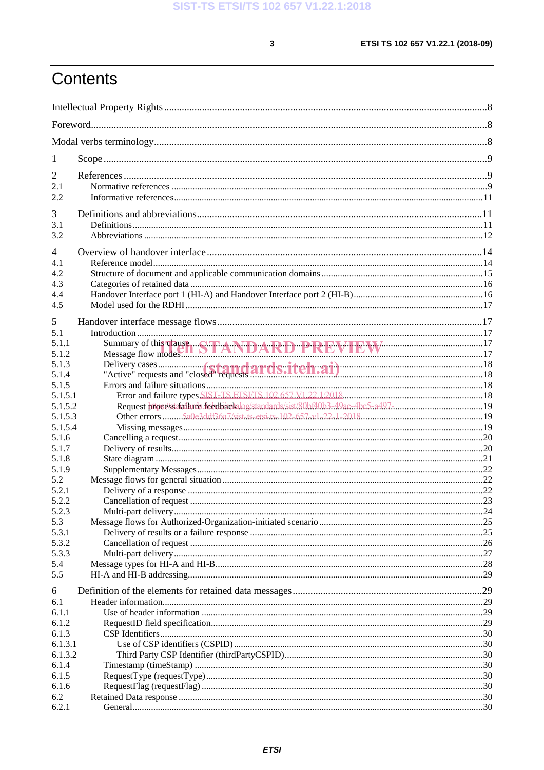# Contents

Intellectual Property Rights ........................................................................................................................ 8

Foreword ..................................................................................................................................................... 8

Modal verbs terminology ............................................................................................................................. 8

1 Scope ....................................................................................................................................................... 9

2 References ............................................................................................................................................... 9

2.1 Normative references .......................................................................................................................... 9

2.2 Informative references ...................................................................................................................... 11

3 Definitions and abbreviations ................................................................................................................ 11

3.1 Definitions ........................................................................................................................................ 11

3.2 Abbreviations ................................................................................................................................... 12

4 Overview of handover interface ............................................................................................................ 14

4.1 Reference model ............................................................................................................................... 14

4.2 Structure of document and applicable communication domains ..................................................... 15

4.3 Categories of retained data ............................................................................................................... 16

4.4 Handover Interface port 1 (HI-A) and Handover Interface port 2 (HI-B) ........................................ 16

4.5 Model used for the RDHI ................................................................................................................. 17

5 Handover interface message flows ........................................................................................................ 17

5.1 Introduction ...................................................................................................................................... 17

5.1.1 Summary of this clause ................................................................................................................. 17

5.1.2 Message flow modes .................................................................................................................... 17

5.1.3 Delivery cases ............................................................................................................................... 18

5.1.4 "Active" requests and "closed" requests ....................................................................................... 18

5.1.5 Errors and failure situations ......................................................................................................... 18

5.1.5.1 Error and failure types ............................................................................................................... 18

5.1.5.2 Request process failure feedback .............................................................................................. 19

5.1.5.3 Other errors ............................................................................................................................... 19

5.1.5.4 Missing messages ...................................................................................................................... 19

5.1.6 Cancelling a request ..................................................................................................................... 20

5.1.7 Delivery of results ........................................................................................................................ 20

5.1.8 State diagram ................................................................................................................................ 21

5.1.9 Supplementary Messages ............................................................................................................. 22

5.2 Message flows for general situation ................................................................................................. 22

5.2.1 Delivery of a response .................................................................................................................. 22

5.2.2 Cancellation of request .................................................................................................................. 23

5.2.3 Multi-part delivery ........................................................................................................................ 24

5.3 Message flows for Authorized-Organization-initiated scenario ....................................................... 25

5.3.1 Delivery of results or a failure response ....................................................................................... 25

5.3.2 Cancellation of request .................................................................................................................. 26

5.3.3 Multi-part delivery ........................................................................................................................ 27

5.4 Message types for HI-A and HI-B ..................................................................................................... 28

5.5 HI-A and HI-B addressing ................................................................................................................. 29

6 Definition of the elements for retained data messages ........................................................................... 29

6.1 Header information ........................................................................................................................... 29

6.1.1 Use of header information ............................................................................................................. 29

6.1.2 RequestID field specification ........................................................................................................ 29

6.1.3 CSP Identifiers .............................................................................................................................. 30

6.1.3.1 Use of CSP identifiers (CSPID) ................................................................................................. 30

6.1.3.2 Third Party CSP Identifier (thirdPartyCSPID) ........................................................................... 30

6.1.4 Timestamp (timeStamp) ................................................................................................................ 30

6.1.5 RequestType (requestType) .......................................................................................................... 30

6.1.6 RequestFlag (requestFlag) ............................................................................................................ 30

6.2 Retained Data response .................................................................................................................... 30

6.2.1 General .......................................................................................................................................... 30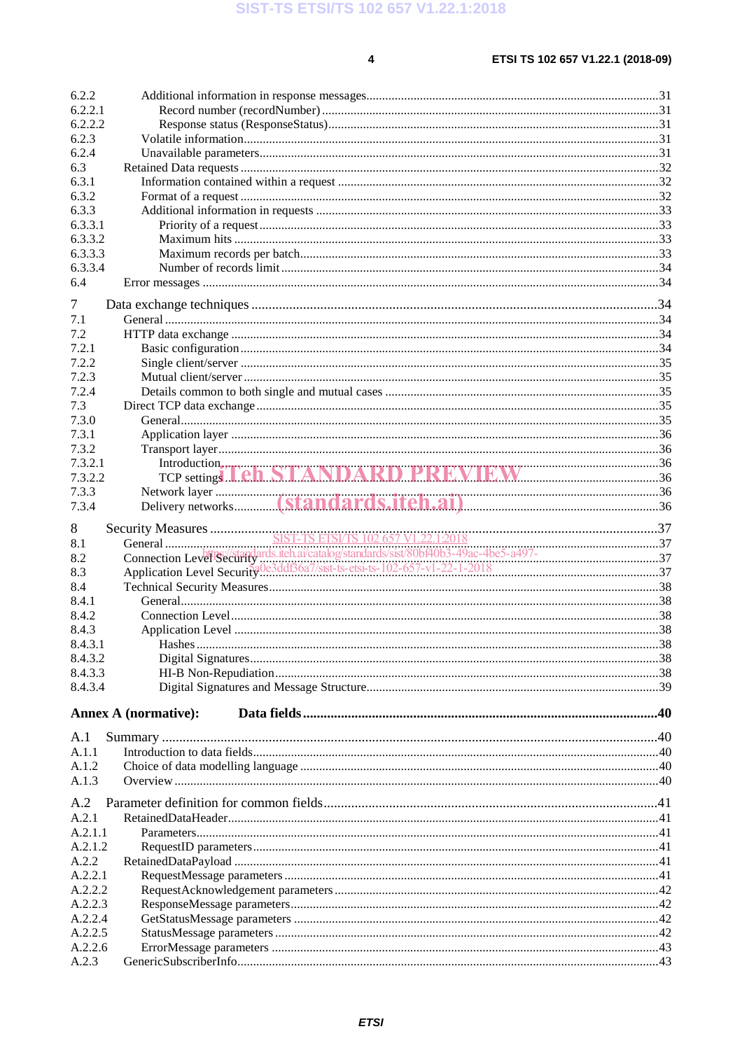6.2.2 Additional information in response messages ... 31
6.2.2.1 Record number (recordNumber) ... 31
6.2.2.2 Response status (ResponseStatus) ... 31
6.2.3 Volatile information ... 31
6.2.4 Unavailable parameters ... 31
6.3 Retained Data requests ... 32
6.3.1 Information contained within a request ... 32
6.3.2 Format of a request ... 32
6.3.3 Additional information in requests ... 33
6.3.3.1 Priority of a request ... 33
6.3.3.2 Maximum hits ... 33
6.3.3.3 Maximum records per batch ... 33
6.3.3.4 Number of records limit ... 34
6.4 Error messages ... 34

7 Data exchange techniques ... 34
7.1 General ... 34
7.2 HTTP data exchange ... 34
7.2.1 Basic configuration ... 34
7.2.2 Single client/server ... 35
7.2.3 Mutual client/server ... 35
7.2.4 Details common to both single and mutual cases ... 35
7.3 Direct TCP data exchange ... 35
7.3.0 General ... 35
7.3.1 Application layer ... 36
7.3.2 Transport layer ... 36
7.3.2.1 Introduction ... 36
7.3.2.2 TCP settings ... 36
7.3.3 Network layer ... 36
7.3.4 Delivery networks ... 36

8 Security Measures ... 37
8.1 General ... 37
8.2 Connection Level Security ... 37
8.3 Application Level Security ... 37
8.4 Technical Security Measures ... 38
8.4.1 General ... 38
8.4.2 Connection Level ... 38
8.4.3 Application Level ... 38
8.4.3.1 Hashes ... 38
8.4.3.2 Digital Signatures ... 38
8.4.3.3 HI-B Non-Repudiation ... 38
8.4.3.4 Digital Signatures and Message Structure ... 39

**Annex A (normative): Data fields ... 40**

A.1 Summary ... 40
A.1.1 Introduction to data fields ... 40
A.1.2 Choice of data modelling language ... 40
A.1.3 Overview ... 40

A.2 Parameter definition for common fields ... 41
A.2.1 RetainedDataHeader ... 41
A.2.1.1 Parameters ... 41
A.2.1.2 RequestID parameters ... 41
A.2.2 RetainedDataPayload ... 41
A.2.2.1 RequestMessage parameters ... 41
A.2.2.2 RequestAcknowledgement parameters ... 42
A.2.2.3 ResponseMessage parameters ... 42
A.2.2.4 GetStatusMessage parameters ... 42
A.2.2.5 StatusMessage parameters ... 42
A.2.2.6 ErrorMessage parameters ... 43
A.2.3 GenericSubscriberInfo ... 43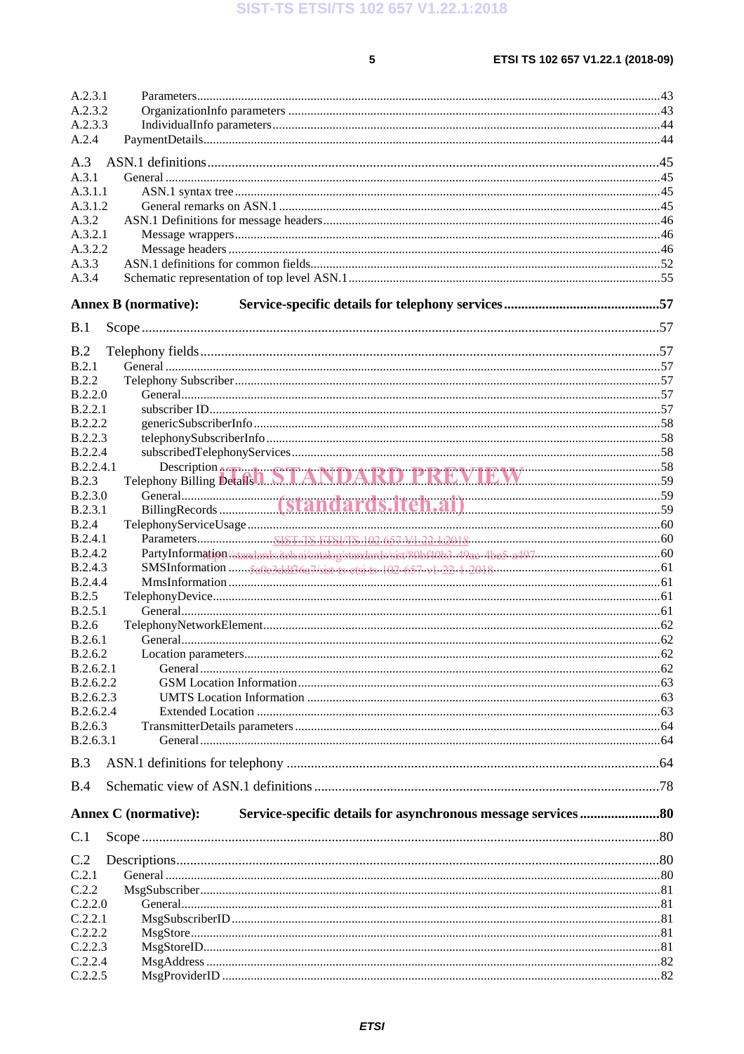A.2.3.1 Parameters.......................................................................................................................................43
A.2.3.2 OrganizationInfo parameters ....................................................................................................43
A.2.3.3 IndividualInfo parameters.........................................................................................................44
A.2.4 PaymentDetails...............................................................................................................................44

A.3 ASN.1 definitions................................................................................................................................45
A.3.1 General ............................................................................................................................................45
A.3.1.1 ASN.1 syntax tree ......................................................................................................................45
A.3.1.2 General remarks on ASN.1 ........................................................................................................45
A.3.2 ASN.1 Definitions for message headers...........................................................................................46
A.3.2.1 Message wrappers......................................................................................................................46
A.3.2.2 Message headers .......................................................................................................................46
A.3.3 ASN.1 definitions for common fields...............................................................................................52
A.3.4 Schematic representation of top level ASN.1..................................................................................55

**Annex B (normative): Service-specific details for telephony services.............................................57**

B.1 Scope...................................................................................................................................................57

B.2 Telephony fields..................................................................................................................................57
B.2.1 General ............................................................................................................................................57
B.2.2 Telephony Subscriber......................................................................................................................57
B.2.2.0 General......................................................................................................................................57
B.2.2.1 subscriber ID..............................................................................................................................57
B.2.2.2 genericSubscriberInfo................................................................................................................58
B.2.2.3 telephonySubscriberInfo............................................................................................................58
B.2.2.4 subscribedTelephonyServices....................................................................................................58
B.2.2.4.1 Description...........................................................................................................................58
B.2.3 Telephony Billing Details...............................................................................................................59
B.2.3.0 General......................................................................................................................................59
B.2.3.1 BillingRecords ...........................................................................................................................59
B.2.4 TelephonyServiceUsage..................................................................................................................60
B.2.4.1 Parameters.................................................................................................................................60
B.2.4.2 PartyInformation........................................................................................................................60
B.2.4.3 SMSInformation ........................................................................................................................61
B.2.4.4 MmsInformation........................................................................................................................61
B.2.5 TelephonyDevice.............................................................................................................................61
B.2.5.1 General......................................................................................................................................61
B.2.6 TelephonyNetworkElement.............................................................................................................62
B.2.6.1 General......................................................................................................................................62
B.2.6.2 Location parameters...................................................................................................................62
B.2.6.2.1 General.................................................................................................................................62
B.2.6.2.2 GSM Location Information...................................................................................................63
B.2.6.2.3 UMTS Location Information ................................................................................................63
B.2.6.2.4 Extended Location ...............................................................................................................63
B.2.6.3 TransmitterDetails parameters...................................................................................................64
B.2.6.3.1 General.................................................................................................................................64

B.3 ASN.1 definitions for telephony .........................................................................................................64

B.4 Schematic view of ASN.1 definitions .................................................................................................78

**Annex C (normative): Service-specific details for asynchronous message services........................80**

C.1 Scope...................................................................................................................................................80

C.2 Descriptions.........................................................................................................................................80
C.2.1 General ............................................................................................................................................80
C.2.2 MsgSubscriber.................................................................................................................................81
C.2.2.0 General......................................................................................................................................81
C.2.2.1 MsgSubscriberID.......................................................................................................................81
C.2.2.2 MsgStore...................................................................................................................................81
C.2.2.3 MsgStoreID...............................................................................................................................81
C.2.2.4 MsgAddress ..............................................................................................................................82
C.2.2.5 MsgProviderID .........................................................................................................................82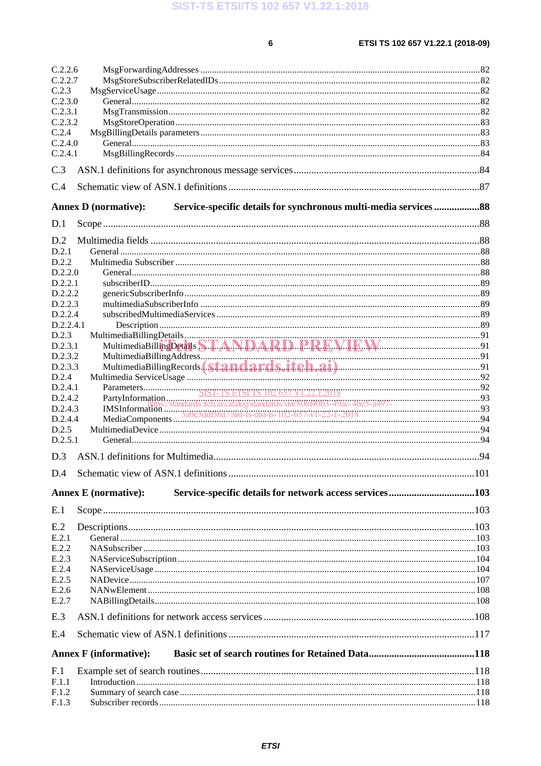C.2.2.6 MsgForwardingAddresses ........................................................................................................82
C.2.2.7 MsgStoreSubscriberRelatedIDs................................................................................................82
C.2.3 MsgServiceUsage ...........................................................................................................................82
C.2.3.0 General.........................................................................................................................................82
C.2.3.1 MsgTransmission..........................................................................................................................82
C.2.3.2 MsgStoreOperation .......................................................................................................................83
C.2.4 MsgBillingDetails parameters ........................................................................................................83
C.2.4.0 General.........................................................................................................................................83
C.2.4.1 MsgBillingRecords .......................................................................................................................84

C.3 ASN.1 definitions for asynchronous message services ..........................................................................84

C.4 Schematic view of ASN.1 definitions ....................................................................................................87

**Annex D (normative): Service-specific details for synchronous multi-media services ..................88**

D.1 Scope .....................................................................................................................................................88

D.2 Multimedia fields ..................................................................................................................................88
D.2.1 General ..........................................................................................................................................88
D.2.2 Multimedia Subscriber ....................................................................................................................88
D.2.2.0 General.........................................................................................................................................88
D.2.2.1 subscriberID..................................................................................................................................89
D.2.2.2 genericSubscriberInfo ...................................................................................................................89
D.2.2.3 multimediaSubscriberInfo .............................................................................................................89
D.2.2.4 subscribedMultimediaServices .....................................................................................................89
D.2.2.4.1 Description ...............................................................................................................................89
D.2.3 MultimediaBillingDetails ...............................................................................................................91
D.2.3.1 MultimediaBillingDetails ...............................................................................................................91
D.2.3.2 MultimediaBillingAddress ..............................................................................................................91
D.2.3.3 MultimediaBillingRecords..............................................................................................................91
D.2.4 Multimedia ServiceUsage ..............................................................................................................92
D.2.4.1 Parameters....................................................................................................................................92
D.2.4.2 PartyInformation...........................................................................................................................93
D.2.4.3 IMSInformation ............................................................................................................................93
D.2.4.4 MediaComponents ........................................................................................................................94
D.2.5 MultimediaDevice ..........................................................................................................................94
D.2.5.1 General.........................................................................................................................................94

D.3 ASN.1 definitions for Multimedia..........................................................................................................94

D.4 Schematic view of ASN.1 definitions ..................................................................................................101

**Annex E (normative): Service-specific details for network access services .................................103**

E.1 Scope ...................................................................................................................................................103

E.2 Descriptions.........................................................................................................................................103
E.2.1 General .........................................................................................................................................103
E.2.2 NASubscriber ...............................................................................................................................103
E.2.3 NAServiceSubscription .................................................................................................................104
E.2.4 NAServiceUsage ...........................................................................................................................104
E.2.5 NADevice .....................................................................................................................................107
E.2.6 NANwElement ..............................................................................................................................108
E.2.7 NABillingDetails...........................................................................................................................108

E.3 ASN.1 definitions for network access services ....................................................................................108

E.4 Schematic view of ASN.1 definitions ..................................................................................................117

**Annex F (informative): Basic set of search routines for Retained Data..........................................118**

F.1 Example set of search routines.............................................................................................................118
F.1.1 Introduction ..................................................................................................................................118
F.1.2 Summary of search case ...............................................................................................................118
F.1.3 Subscriber records ........................................................................................................................118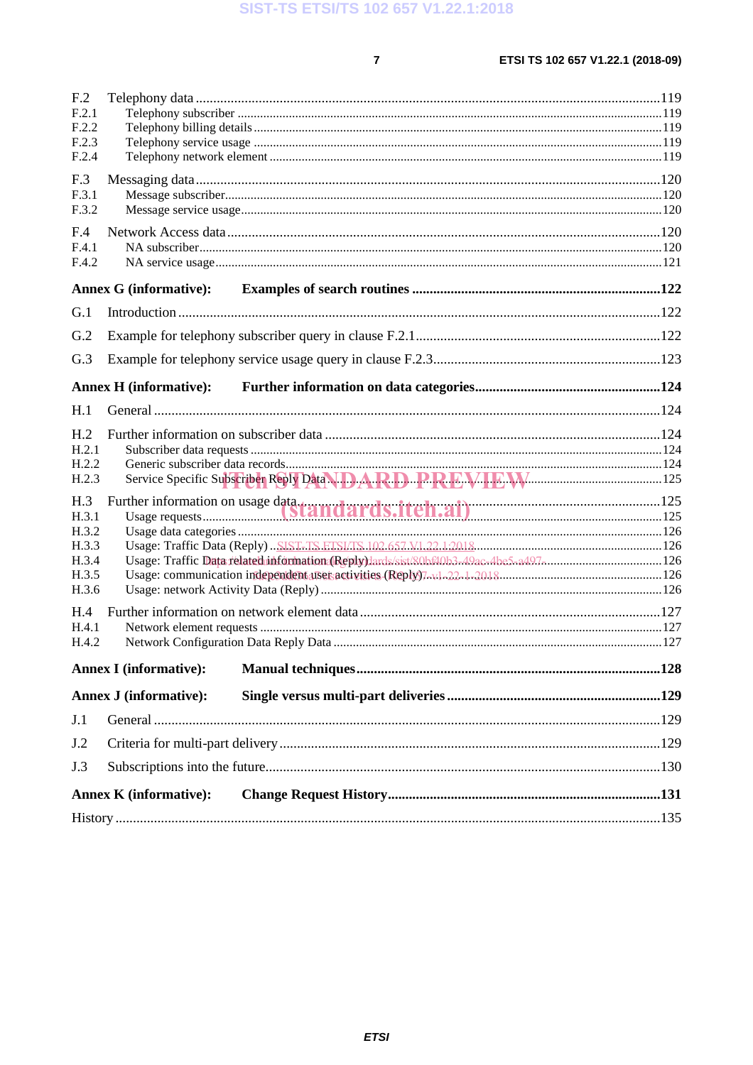F.2 Telephony data ....................................................................................................................119
F.2.1 Telephony subscriber ....................................................................................................................119
F.2.2 Telephony billing details ..............................................................................................................119
F.2.3 Telephony service usage ..............................................................................................................119
F.2.4 Telephony network element .........................................................................................................119

F.3 Messaging data ....................................................................................................................120
F.3.1 Message subscriber........................................................................................................................120
F.3.2 Message service usage..................................................................................................................120

F.4 Network Access data ...........................................................................................................120
F.4.1 NA subscriber................................................................................................................................120
F.4.2 NA service usage...........................................................................................................................121

**Annex G (informative): Examples of search routines ......................................................................122**

G.1 Introduction .........................................................................................................................122

G.2 Example for telephony subscriber query in clause F.2.1......................................................122

G.3 Example for telephony service usage query in clause F.2.3.................................................123

**Annex H (informative): Further information on data categories.....................................................124**

H.1 General ................................................................................................................................124

H.2 Further information on subscriber data ...............................................................................124
H.2.1 Subscriber data requests ................................................................................................................124
H.2.2 Generic subscriber data records....................................................................................................124
H.2.3 Service Specific Subscriber Reply Data........................................................................................125

H.3 Further information on usage data.......................................................................................125
H.3.1 Usage requests...............................................................................................................................125
H.3.2 Usage data categories ....................................................................................................................126
H.3.3 Usage: Traffic Data (Reply) ..........................................................................................................126
H.3.4 Usage: Traffic Data related information (Reply)..........................................................................126
H.3.5 Usage: communication independent user activities (Reply).........................................................126
H.3.6 Usage: network Activity Data (Reply) .........................................................................................126

H.4 Further information on network element data.....................................................................127
H.4.1 Network element requests .............................................................................................................127
H.4.2 Network Configuration Data Reply Data ......................................................................................127

**Annex I (informative): Manual techniques......................................................................................128**

**Annex J (informative): Single versus multi-part deliveries ............................................................129**

J.1 General ................................................................................................................................129

J.2 Criteria for multi-part delivery............................................................................................129

J.3 Subscriptions into the future................................................................................................130

**Annex K (informative): Change Request History.............................................................................131**

History ..........................................................................................................................................135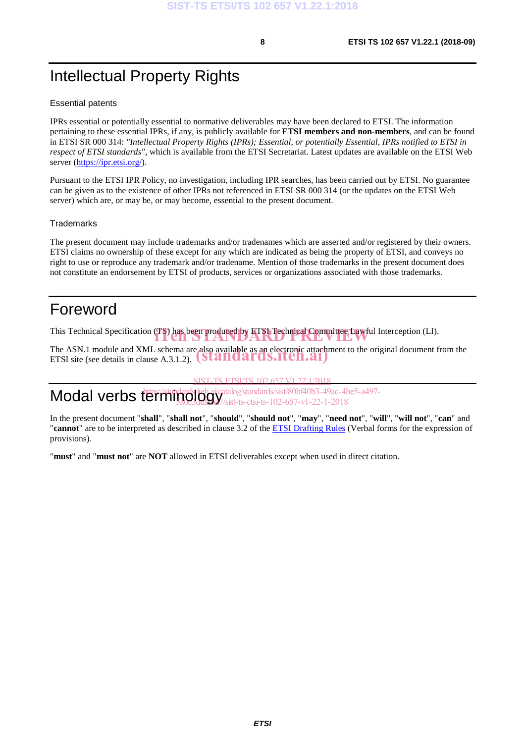# Intellectual Property Rights

## Essential patents

IPRs essential or potentially essential to normative deliverables may have been declared to ETSI. The information pertaining to these essential IPRs, if any, is publicly available for **ETSI members and non-members**, and can be found in ETSI SR 000 314: *"Intellectual Property Rights (IPRs); Essential, or potentially Essential, IPRs notified to ETSI in respect of ETSI standards"*, which is available from the ETSI Secretariat. Latest updates are available on the ETSI Web server (https://ipr.etsi.org/).

Pursuant to the ETSI IPR Policy, no investigation, including IPR searches, has been carried out by ETSI. No guarantee can be given as to the existence of other IPRs not referenced in ETSI SR 000 314 (or the updates on the ETSI Web server) which are, or may be, or may become, essential to the present document.

## Trademarks

The present document may include trademarks and/or tradenames which are asserted and/or registered by their owners. ETSI claims no ownership of these except for any which are indicated as being the property of ETSI, and conveys no right to use or reproduce any trademark and/or tradename. Mention of those trademarks in the present document does not constitute an endorsement by ETSI of products, services or organizations associated with those trademarks.

# Foreword

This Technical Specification (TS) has been produced by ETSI Technical Committee Lawful Interception (LI).

The ASN.1 module and XML schema are also available as an electronic attachment to the original document from the ETSI site (see details in clause A.3.1.2).

# Modal verbs terminology

In the present document "**shall**", "**shall not**", "**should**", "**should not**", "**may**", "**need not**", "**will**", "**will not**", "**can**" and "**cannot**" are to be interpreted as described in clause 3.2 of the ETSI Drafting Rules (Verbal forms for the expression of provisions).

"**must**" and "**must not**" are **NOT** allowed in ETSI deliverables except when used in direct citation.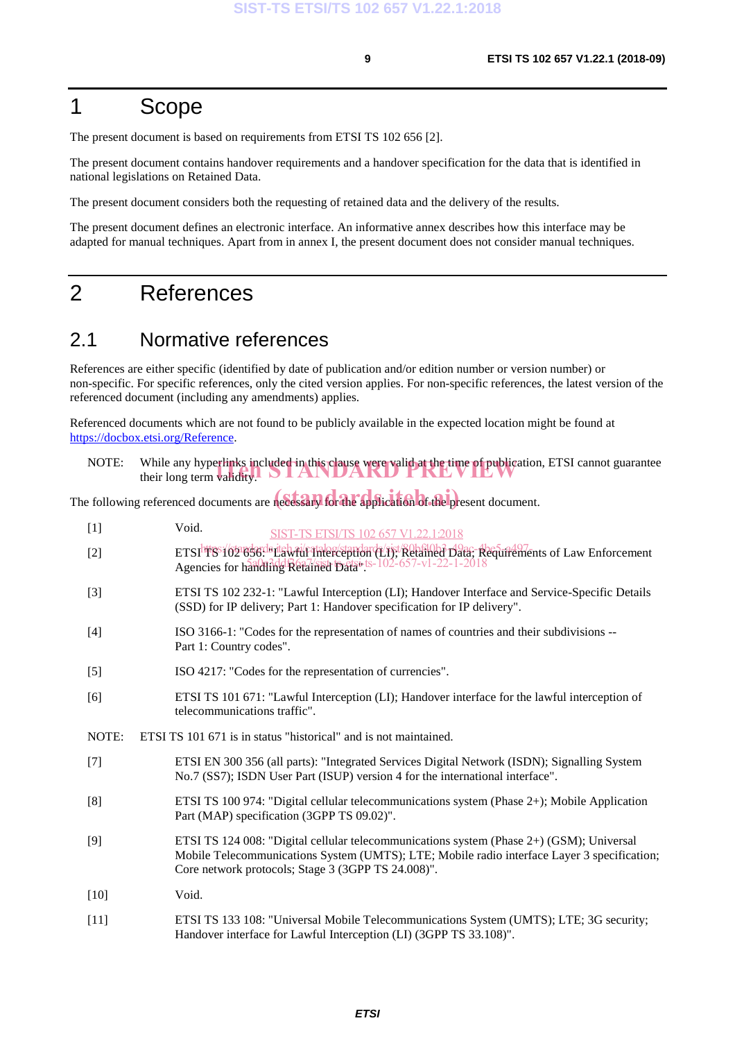# 1 Scope

The present document is based on requirements from ETSI TS 102 656 [2].

The present document contains handover requirements and a handover specification for the data that is identified in national legislations on Retained Data.

The present document considers both the requesting of retained data and the delivery of the results.

The present document defines an electronic interface. An informative annex describes how this interface may be adapted for manual techniques. Apart from in annex I, the present document does not consider manual techniques.

# 2 References

## 2.1 Normative references

References are either specific (identified by date of publication and/or edition number or version number) or non-specific. For specific references, only the cited version applies. For non-specific references, the latest version of the referenced document (including any amendments) applies.

Referenced documents which are not found to be publicly available in the expected location might be found at https://docbox.etsi.org/Reference.

NOTE: While any hyperlinks included in this clause were valid at the time of publication, ETSI cannot guarantee their long term validity.

The following referenced documents are necessary for the application of the present document.

[1] Void.

[2] ETSI TS 102 656: "Lawful Interception (LI); Retained Data; Requirements of Law Enforcement Agencies for handling Retained Data".

[3] ETSI TS 102 232-1: "Lawful Interception (LI); Handover Interface and Service-Specific Details (SSD) for IP delivery; Part 1: Handover specification for IP delivery".

[4] ISO 3166-1: "Codes for the representation of names of countries and their subdivisions -- Part 1: Country codes".

[5] ISO 4217: "Codes for the representation of currencies".

[6] ETSI TS 101 671: "Lawful Interception (LI); Handover interface for the lawful interception of telecommunications traffic".

NOTE: ETSI TS 101 671 is in status "historical" and is not maintained.

[7] ETSI EN 300 356 (all parts): "Integrated Services Digital Network (ISDN); Signalling System No.7 (SS7); ISDN User Part (ISUP) version 4 for the international interface".

[8] ETSI TS 100 974: "Digital cellular telecommunications system (Phase 2+); Mobile Application Part (MAP) specification (3GPP TS 09.02)".

[9] ETSI TS 124 008: "Digital cellular telecommunications system (Phase 2+) (GSM); Universal Mobile Telecommunications System (UMTS); LTE; Mobile radio interface Layer 3 specification; Core network protocols; Stage 3 (3GPP TS 24.008)".

[10] Void.

[11] ETSI TS 133 108: "Universal Mobile Telecommunications System (UMTS); LTE; 3G security; Handover interface for Lawful Interception (LI) (3GPP TS 33.108)".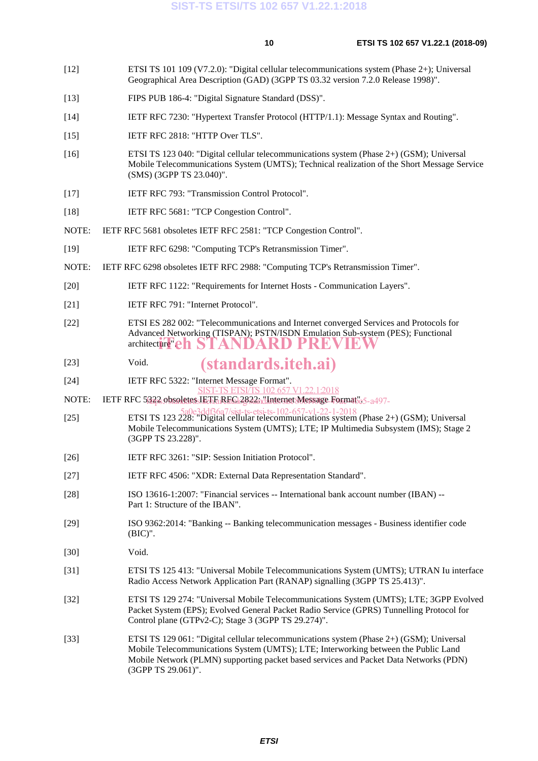[12] ETSI TS 101 109 (V7.2.0): "Digital cellular telecommunications system (Phase 2+); Universal Geographical Area Description (GAD) (3GPP TS 03.32 version 7.2.0 Release 1998)".

[13] FIPS PUB 186-4: "Digital Signature Standard (DSS)".

[14] IETF RFC 7230: "Hypertext Transfer Protocol (HTTP/1.1): Message Syntax and Routing".

[15] IETF RFC 2818: "HTTP Over TLS".

[16] ETSI TS 123 040: "Digital cellular telecommunications system (Phase 2+) (GSM); Universal Mobile Telecommunications System (UMTS); Technical realization of the Short Message Service (SMS) (3GPP TS 23.040)".

[17] IETF RFC 793: "Transmission Control Protocol".

[18] IETF RFC 5681: "TCP Congestion Control".

NOTE: IETF RFC 5681 obsoletes IETF RFC 2581: "TCP Congestion Control".

[19] IETF RFC 6298: "Computing TCP's Retransmission Timer".

NOTE: IETF RFC 6298 obsoletes IETF RFC 2988: "Computing TCP's Retransmission Timer".

[20] IETF RFC 1122: "Requirements for Internet Hosts - Communication Layers".

[21] IETF RFC 791: "Internet Protocol".

[22] ETSI ES 282 002: "Telecommunications and Internet converged Services and Protocols for Advanced Networking (TISPAN); PSTN/ISDN Emulation Sub-system (PES); Functional architecture".

[23] Void.

[24] IETF RFC 5322: "Internet Message Format".

NOTE: IETF RFC 5322 obsoletes IETF RFC 2822: "Internet Message Format".

[25] ETSI TS 123 228: "Digital cellular telecommunications system (Phase 2+) (GSM); Universal Mobile Telecommunications System (UMTS); LTE; IP Multimedia Subsystem (IMS); Stage 2 (3GPP TS 23.228)".

[26] IETF RFC 3261: "SIP: Session Initiation Protocol".

[27] IETF RFC 4506: "XDR: External Data Representation Standard".

[28] ISO 13616-1:2007: "Financial services -- International bank account number (IBAN) -- Part 1: Structure of the IBAN".

[29] ISO 9362:2014: "Banking -- Banking telecommunication messages - Business identifier code (BIC)".

[30] Void.

[31] ETSI TS 125 413: "Universal Mobile Telecommunications System (UMTS); UTRAN Iu interface Radio Access Network Application Part (RANAP) signalling (3GPP TS 25.413)".

[32] ETSI TS 129 274: "Universal Mobile Telecommunications System (UMTS); LTE; 3GPP Evolved Packet System (EPS); Evolved General Packet Radio Service (GPRS) Tunnelling Protocol for Control plane (GTPv2-C); Stage 3 (3GPP TS 29.274)".

[33] ETSI TS 129 061: "Digital cellular telecommunications system (Phase 2+) (GSM); Universal Mobile Telecommunications System (UMTS); LTE; Interworking between the Public Land Mobile Network (PLMN) supporting packet based services and Packet Data Networks (PDN) (3GPP TS 29.061)".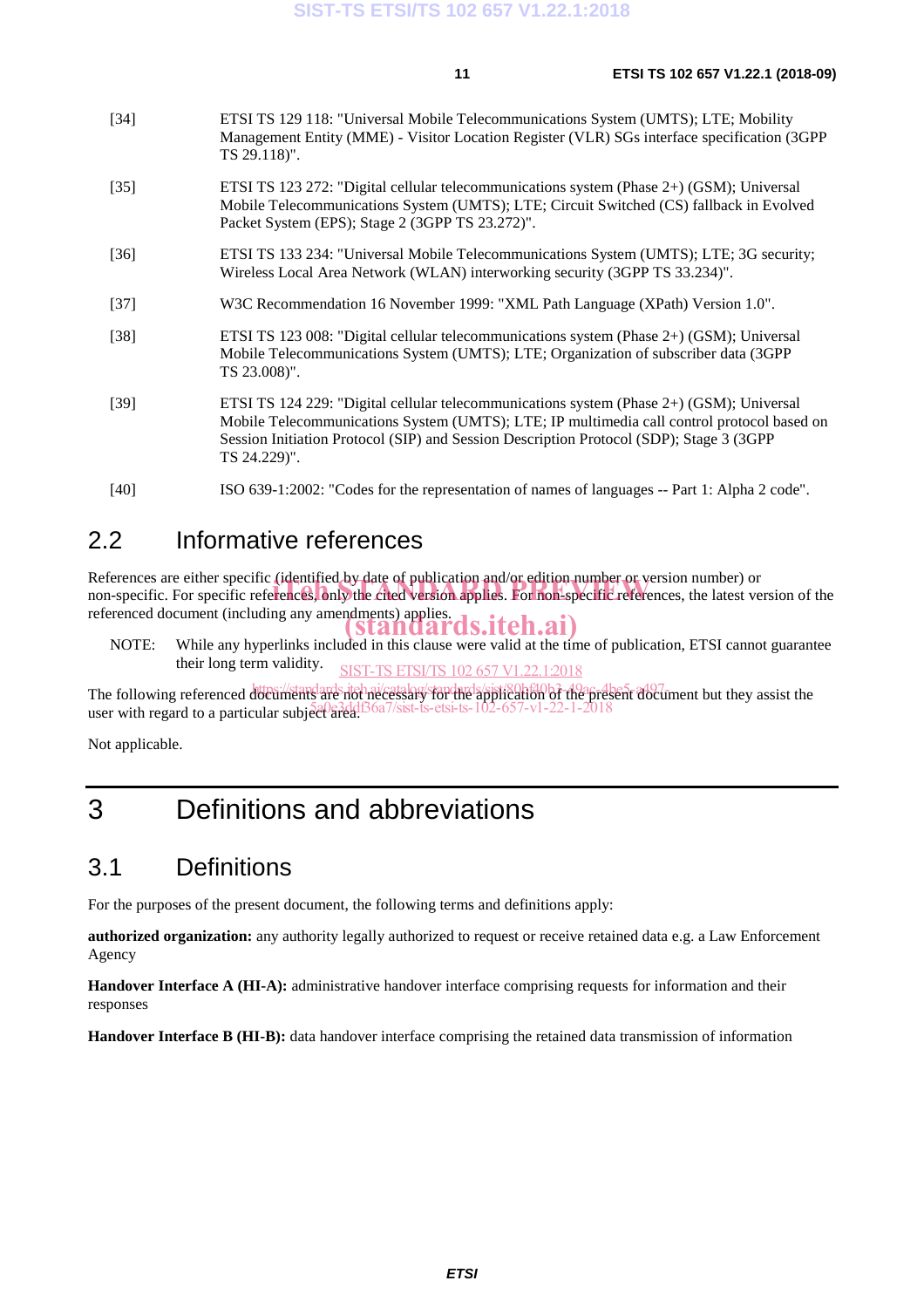[34] ETSI TS 129 118: "Universal Mobile Telecommunications System (UMTS); LTE; Mobility Management Entity (MME) - Visitor Location Register (VLR) SGs interface specification (3GPP TS 29.118)".

[35] ETSI TS 123 272: "Digital cellular telecommunications system (Phase 2+) (GSM); Universal Mobile Telecommunications System (UMTS); LTE; Circuit Switched (CS) fallback in Evolved Packet System (EPS); Stage 2 (3GPP TS 23.272)".

[36] ETSI TS 133 234: "Universal Mobile Telecommunications System (UMTS); LTE; 3G security; Wireless Local Area Network (WLAN) interworking security (3GPP TS 33.234)".

[37] W3C Recommendation 16 November 1999: "XML Path Language (XPath) Version 1.0".

[38] ETSI TS 123 008: "Digital cellular telecommunications system (Phase 2+) (GSM); Universal Mobile Telecommunications System (UMTS); LTE; Organization of subscriber data (3GPP TS 23.008)".

[39] ETSI TS 124 229: "Digital cellular telecommunications system (Phase 2+) (GSM); Universal Mobile Telecommunications System (UMTS); LTE; IP multimedia call control protocol based on Session Initiation Protocol (SIP) and Session Description Protocol (SDP); Stage 3 (3GPP TS 24.229)".

[40] ISO 639-1:2002: "Codes for the representation of names of languages -- Part 1: Alpha 2 code".

## 2.2 Informative references

References are either specific (identified by date of publication and/or edition number or version number) or non-specific. For specific references, only the cited version applies. For non-specific references, the latest version of the referenced document (including any amendments) applies.

NOTE: While any hyperlinks included in this clause were valid at the time of publication, ETSI cannot guarantee their long term validity.

The following referenced documents are not necessary for the application of the present document but they assist the user with regard to a particular subject area.

Not applicable.

# 3 Definitions and abbreviations

## 3.1 Definitions

For the purposes of the present document, the following terms and definitions apply:

**authorized organization:** any authority legally authorized to request or receive retained data e.g. a Law Enforcement Agency

**Handover Interface A (HI-A):** administrative handover interface comprising requests for information and their responses

**Handover Interface B (HI-B):** data handover interface comprising the retained data transmission of information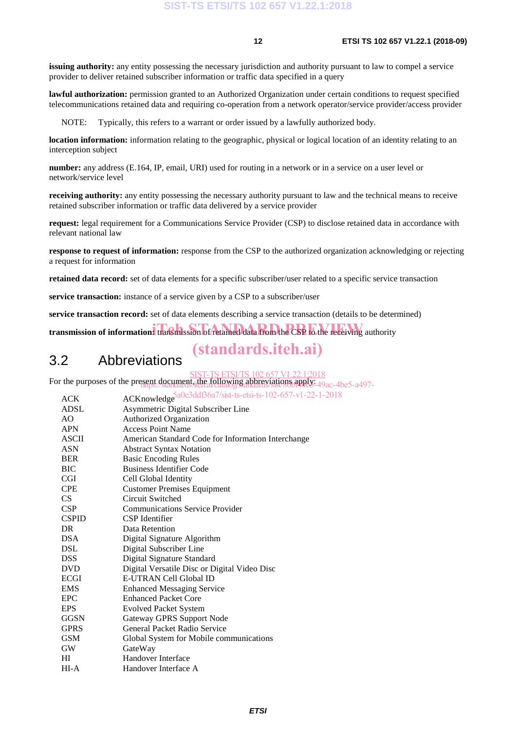**issuing authority:** any entity possessing the necessary jurisdiction and authority pursuant to law to compel a service provider to deliver retained subscriber information or traffic data specified in a query

**lawful authorization:** permission granted to an Authorized Organization under certain conditions to request specified telecommunications retained data and requiring co-operation from a network operator/service provider/access provider

NOTE: Typically, this refers to a warrant or order issued by a lawfully authorized body.

**location information:** information relating to the geographic, physical or logical location of an identity relating to an interception subject

**number:** any address (E.164, IP, email, URI) used for routing in a network or in a service on a user level or network/service level

**receiving authority:** any entity possessing the necessary authority pursuant to law and the technical means to receive retained subscriber information or traffic data delivered by a service provider

**request:** legal requirement for a Communications Service Provider (CSP) to disclose retained data in accordance with relevant national law

**response to request of information:** response from the CSP to the authorized organization acknowledging or rejecting a request for information

**retained data record:** set of data elements for a specific subscriber/user related to a specific service transaction

**service transaction:** instance of a service given by a CSP to a subscriber/user

**service transaction record:** set of data elements describing a service transaction (details to be determined)

**transmission of information:** transmission of retained data from the CSP to the receiving authority

## 3.2 Abbreviations

For the purposes of the present document, the following abbreviations apply:

| | |
|---|---|
| ACK | ACKnowledge |
| ADSL | Asymmetric Digital Subscriber Line |
| AO | Authorized Organization |
| APN | Access Point Name |
| ASCII | American Standard Code for Information Interchange |
| ASN | Abstract Syntax Notation |
| BER | Basic Encoding Rules |
| BIC | Business Identifier Code |
| CGI | Cell Global Identity |
| CPE | Customer Premises Equipment |
| CS | Circuit Switched |
| CSP | Communications Service Provider |
| CSPID | CSP Identifier |
| DR | Data Retention |
| DSA | Digital Signature Algorithm |
| DSL | Digital Subscriber Line |
| DSS | Digital Signature Standard |
| DVD | Digital Versatile Disc or Digital Video Disc |
| ECGI | E-UTRAN Cell Global ID |
| EMS | Enhanced Messaging Service |
| EPC | Enhanced Packet Core |
| EPS | Evolved Packet System |
| GGSN | Gateway GPRS Support Node |
| GPRS | General Packet Radio Service |
| GSM | Global System for Mobile communications |
| GW | GateWay |
| HI | Handover Interface |
| HI-A | Handover Interface A |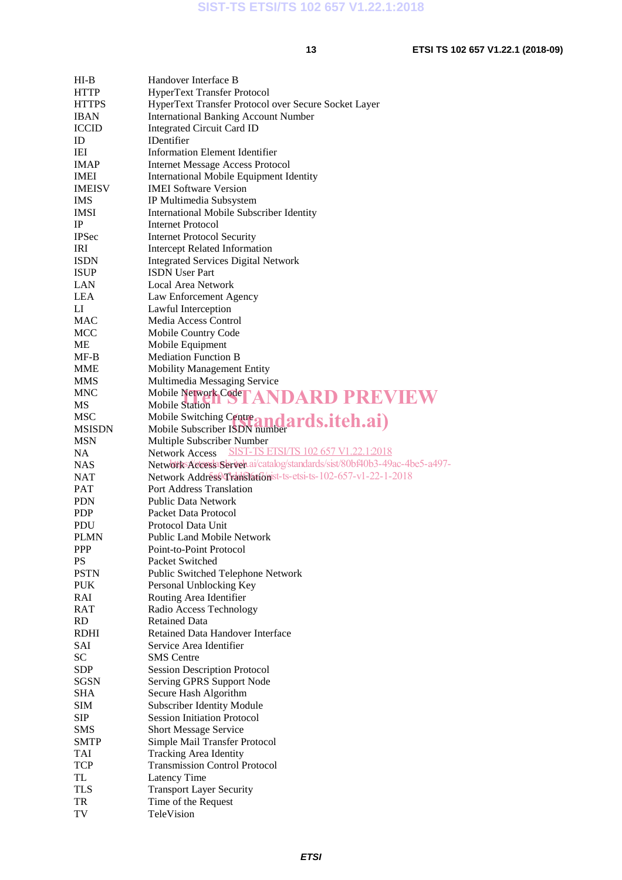| | |
|---|---|
| HI-B | Handover Interface B |
| HTTP | HyperText Transfer Protocol |
| HTTPS | HyperText Transfer Protocol over Secure Socket Layer |
| IBAN | International Banking Account Number |
| ICCID | Integrated Circuit Card ID |
| ID | IDentifier |
| IEI | Information Element Identifier |
| IMAP | Internet Message Access Protocol |
| IMEI | International Mobile Equipment Identity |
| IMEISV | IMEI Software Version |
| IMS | IP Multimedia Subsystem |
| IMSI | International Mobile Subscriber Identity |
| IP | Internet Protocol |
| IPSec | Internet Protocol Security |
| IRI | Intercept Related Information |
| ISDN | Integrated Services Digital Network |
| ISUP | ISDN User Part |
| LAN | Local Area Network |
| LEA | Law Enforcement Agency |
| LI | Lawful Interception |
| MAC | Media Access Control |
| MCC | Mobile Country Code |
| ME | Mobile Equipment |
| MF-B | Mediation Function B |
| MME | Mobility Management Entity |
| MMS | Multimedia Messaging Service |
| MNC | Mobile Network Code |
| MS | Mobile Station |
| MSC | Mobile Switching Centre |
| MSISDN | Mobile Subscriber ISDN number |
| MSN | Multiple Subscriber Number |
| NA | Network Access |
| NAS | Network Access Server |
| NAT | Network Address Translation |
| PAT | Port Address Translation |
| PDN | Public Data Network |
| PDP | Packet Data Protocol |
| PDU | Protocol Data Unit |
| PLMN | Public Land Mobile Network |
| PPP | Point-to-Point Protocol |
| PS | Packet Switched |
| PSTN | Public Switched Telephone Network |
| PUK | Personal Unblocking Key |
| RAI | Routing Area Identifier |
| RAT | Radio Access Technology |
| RD | Retained Data |
| RDHI | Retained Data Handover Interface |
| SAI | Service Area Identifier |
| SC | SMS Centre |
| SDP | Session Description Protocol |
| SGSN | Serving GPRS Support Node |
| SHA | Secure Hash Algorithm |
| SIM | Subscriber Identity Module |
| SIP | Session Initiation Protocol |
| SMS | Short Message Service |
| SMTP | Simple Mail Transfer Protocol |
| TAI | Tracking Area Identity |
| TCP | Transmission Control Protocol |
| TL | Latency Time |
| TLS | Transport Layer Security |
| TR | Time of the Request |
| TV | TeleVision |